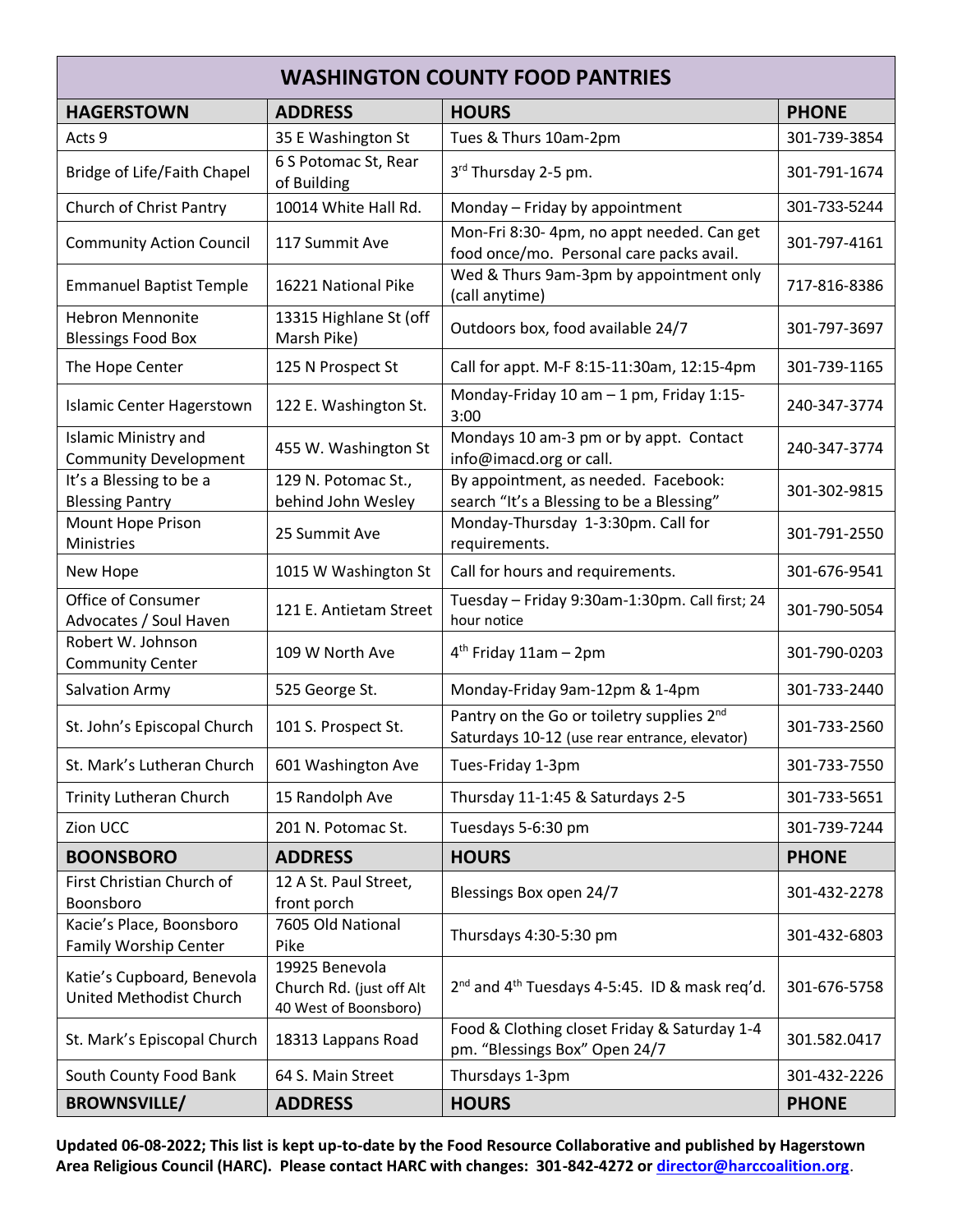| WASHINGTON COUNTY FOOD PANTRIES | | | |
|---|---|---|---|
| **HAGERSTOWN** | **ADDRESS** | **HOURS** | **PHONE** |
| Acts 9 | 35 E Washington St | Tues & Thurs 10am-2pm | 301-739-3854 |
| Bridge of Life/Faith Chapel | 6 S Potomac St, Rear of Building | 3rd Thursday 2-5 pm. | 301-791-1674 |
| Church of Christ Pantry | 10014 White Hall Rd. | Monday – Friday by appointment | 301-733-5244 |
| Community Action Council | 117 Summit Ave | Mon-Fri 8:30- 4pm, no appt needed. Can get food once/mo. Personal care packs avail. | 301-797-4161 |
| Emmanuel Baptist Temple | 16221 National Pike | Wed & Thurs 9am-3pm by appointment only (call anytime) | 717-816-8386 |
| Hebron Mennonite Blessings Food Box | 13315 Highlane St (off Marsh Pike) | Outdoors box, food available 24/7 | 301-797-3697 |
| The Hope Center | 125 N Prospect St | Call for appt. M-F 8:15-11:30am, 12:15-4pm | 301-739-1165 |
| Islamic Center Hagerstown | 122 E. Washington St. | Monday-Friday 10 am – 1 pm, Friday 1:15-3:00 | 240-347-3774 |
| Islamic Ministry and Community Development | 455 W. Washington St | Mondays 10 am-3 pm or by appt. Contact info@imacd.org or call. | 240-347-3774 |
| It's a Blessing to be a Blessing Pantry | 129 N. Potomac St., behind John Wesley | By appointment, as needed. Facebook: search "It's a Blessing to be a Blessing" | 301-302-9815 |
| Mount Hope Prison Ministries | 25 Summit Ave | Monday-Thursday 1-3:30pm. Call for requirements. | 301-791-2550 |
| New Hope | 1015 W Washington St | Call for hours and requirements. | 301-676-9541 |
| Office of Consumer Advocates / Soul Haven | 121 E. Antietam Street | Tuesday – Friday 9:30am-1:30pm. Call first; 24 hour notice | 301-790-5054 |
| Robert W. Johnson Community Center | 109 W North Ave | 4th Friday 11am – 2pm | 301-790-0203 |
| Salvation Army | 525 George St. | Monday-Friday 9am-12pm & 1-4pm | 301-733-2440 |
| St. John's Episcopal Church | 101 S. Prospect St. | Pantry on the Go or toiletry supplies 2nd Saturdays 10-12 (use rear entrance, elevator) | 301-733-2560 |
| St. Mark's Lutheran Church | 601 Washington Ave | Tues-Friday 1-3pm | 301-733-7550 |
| Trinity Lutheran Church | 15 Randolph Ave | Thursday 11-1:45 & Saturdays 2-5 | 301-733-5651 |
| Zion UCC | 201 N. Potomac St. | Tuesdays 5-6:30 pm | 301-739-7244 |
| **BOONSBORO** | **ADDRESS** | **HOURS** | **PHONE** |
| First Christian Church of Boonsboro | 12 A St. Paul Street, front porch | Blessings Box open 24/7 | 301-432-2278 |
| Kacie's Place, Boonsboro Family Worship Center | 7605 Old National Pike | Thursdays 4:30-5:30 pm | 301-432-6803 |
| Katie's Cupboard, Benevola United Methodist Church | 19925 Benevola Church Rd. (just off Alt 40 West of Boonsboro) | 2nd and 4th Tuesdays 4-5:45. ID & mask req'd. | 301-676-5758 |
| St. Mark's Episcopal Church | 18313 Lappans Road | Food & Clothing closet Friday & Saturday 1-4 pm. "Blessings Box" Open 24/7 | 301.582.0417 |
| South County Food Bank | 64 S. Main Street | Thursdays 1-3pm | 301-432-2226 |
| **BROWNSVILLE/** | **ADDRESS** | **HOURS** | **PHONE** |

**Updated 06-08-2022; This list is kept up-to-date by the Food Resource Collaborative and published by Hagerstown Area Religious Council (HARC). Please contact HARC with changes: 301-842-4272 or director@harccoalition.org**.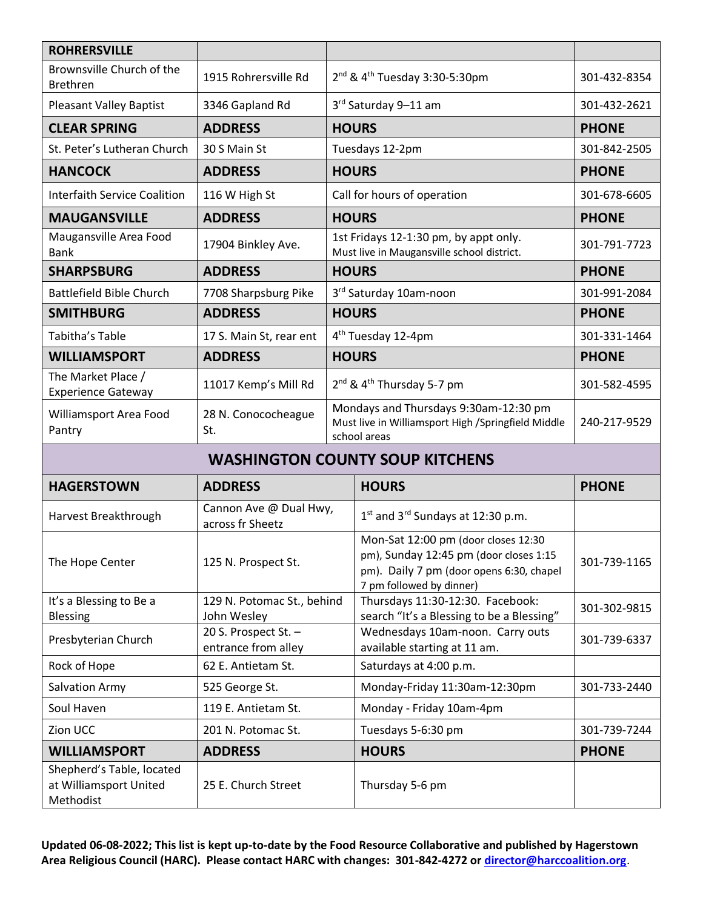| ROHRERSVILLE | | | |
| --- | --- | --- | --- |
| Brownsville Church of the Brethren | 1915 Rohrersville Rd | 2nd & 4th Tuesday 3:30-5:30pm | 301-432-8354 |
| Pleasant Valley Baptist | 3346 Gapland Rd | 3rd Saturday 9–11 am | 301-432-2621 |
| **CLEAR SPRING** | **ADDRESS** | **HOURS** | **PHONE** |
| St. Peter's Lutheran Church | 30 S Main St | Tuesdays 12-2pm | 301-842-2505 |
| **HANCOCK** | **ADDRESS** | **HOURS** | **PHONE** |
| Interfaith Service Coalition | 116 W High St | Call for hours of operation | 301-678-6605 |
| **MAUGANSVILLE** | **ADDRESS** | **HOURS** | **PHONE** |
| Maugansville Area Food Bank | 17904 Binkley Ave. | 1st Fridays 12-1:30 pm, by appt only. Must live in Maugansville school district. | 301-791-7723 |
| **SHARPSBURG** | **ADDRESS** | **HOURS** | **PHONE** |
| Battlefield Bible Church | 7708 Sharpsburg Pike | 3rd Saturday 10am-noon | 301-991-2084 |
| **SMITHBURG** | **ADDRESS** | **HOURS** | **PHONE** |
| Tabitha's Table | 17 S. Main St, rear ent | 4th Tuesday 12-4pm | 301-331-1464 |
| **WILLIAMSPORT** | **ADDRESS** | **HOURS** | **PHONE** |
| The Market Place / Experience Gateway | 11017 Kemp's Mill Rd | 2nd & 4th Thursday 5-7 pm | 301-582-4595 |
| Williamsport Area Food Pantry | 28 N. Conococheague St. | Mondays and Thursdays 9:30am-12:30 pm Must live in Williamsport High /Springfield Middle school areas | 240-217-9529 |

## WASHINGTON COUNTY SOUP KITCHENS

| HAGERSTOWN | ADDRESS | HOURS | PHONE |
| --- | --- | --- | --- |
| Harvest Breakthrough | Cannon Ave @ Dual Hwy, across fr Sheetz | 1st and 3rd Sundays at 12:30 p.m. | |
| The Hope Center | 125 N. Prospect St. | Mon-Sat 12:00 pm (door closes 12:30 pm), Sunday 12:45 pm (door closes 1:15 pm). Daily 7 pm (door opens 6:30, chapel 7 pm followed by dinner) | 301-739-1165 |
| It's a Blessing to Be a Blessing | 129 N. Potomac St., behind John Wesley | Thursdays 11:30-12:30. Facebook: search "It's a Blessing to be a Blessing" | 301-302-9815 |
| Presbyterian Church | 20 S. Prospect St. – entrance from alley | Wednesdays 10am-noon. Carry outs available starting at 11 am. | 301-739-6337 |
| Rock of Hope | 62 E. Antietam St. | Saturdays at 4:00 p.m. | |
| Salvation Army | 525 George St. | Monday-Friday 11:30am-12:30pm | 301-733-2440 |
| Soul Haven | 119 E. Antietam St. | Monday - Friday 10am-4pm | |
| Zion UCC | 201 N. Potomac St. | Tuesdays 5-6:30 pm | 301-739-7244 |
| **WILLIAMSPORT** | **ADDRESS** | **HOURS** | **PHONE** |
| Shepherd's Table, located at Williamsport United Methodist | 25 E. Church Street | Thursday 5-6 pm | |

**Updated 06-08-2022; This list is kept up-to-date by the Food Resource Collaborative and published by Hagerstown Area Religious Council (HARC). Please contact HARC with changes: 301-842-4272 or director@harccoalition.org.**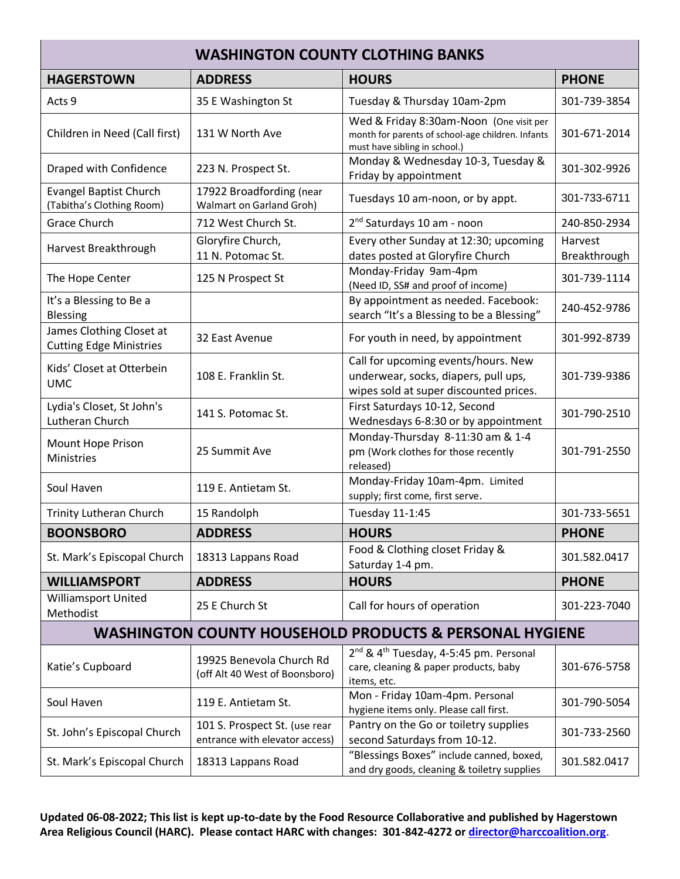## WASHINGTON COUNTY CLOTHING BANKS

| HAGERSTOWN | ADDRESS | HOURS | PHONE |
|---|---|---|---|
| Acts 9 | 35 E Washington St | Tuesday & Thursday 10am-2pm | 301-739-3854 |
| Children in Need (Call first) | 131 W North Ave | Wed & Friday 8:30am-Noon (One visit per month for parents of school-age children. Infants must have sibling in school.) | 301-671-2014 |
| Draped with Confidence | 223 N. Prospect St. | Monday & Wednesday 10-3, Tuesday & Friday by appointment | 301-302-9926 |
| Evangel Baptist Church (Tabitha's Clothing Room) | 17922 Broadfording (near Walmart on Garland Groh) | Tuesdays 10 am-noon, or by appt. | 301-733-6711 |
| Grace Church | 712 West Church St. | 2nd Saturdays 10 am - noon | 240-850-2934 |
| Harvest Breakthrough | Gloryfire Church, 11 N. Potomac St. | Every other Sunday at 12:30; upcoming dates posted at Gloryfire Church | Harvest Breakthrough |
| The Hope Center | 125 N Prospect St | Monday-Friday 9am-4pm (Need ID, SS# and proof of income) | 301-739-1114 |
| It's a Blessing to Be a Blessing | | By appointment as needed. Facebook: search "It's a Blessing to be a Blessing" | 240-452-9786 |
| James Clothing Closet at Cutting Edge Ministries | 32 East Avenue | For youth in need, by appointment | 301-992-8739 |
| Kids' Closet at Otterbein UMC | 108 E. Franklin St. | Call for upcoming events/hours. New underwear, socks, diapers, pull ups, wipes sold at super discounted prices. | 301-739-9386 |
| Lydia's Closet, St John's Lutheran Church | 141 S. Potomac St. | First Saturdays 10-12, Second Wednesdays 6-8:30 or by appointment | 301-790-2510 |
| Mount Hope Prison Ministries | 25 Summit Ave | Monday-Thursday 8-11:30 am & 1-4 pm (Work clothes for those recently released) | 301-791-2550 |
| Soul Haven | 119 E. Antietam St. | Monday-Friday 10am-4pm. Limited supply; first come, first serve. | |
| Trinity Lutheran Church | 15 Randolph | Tuesday 11-1:45 | 301-733-5651 |
| **BOONSBORO** | **ADDRESS** | **HOURS** | **PHONE** |
| St. Mark's Episcopal Church | 18313 Lappans Road | Food & Clothing closet Friday & Saturday 1-4 pm. | 301.582.0417 |
| **WILLIAMSPORT** | **ADDRESS** | **HOURS** | **PHONE** |
| Williamsport United Methodist | 25 E Church St | Call for hours of operation | 301-223-7040 |

## WASHINGTON COUNTY HOUSEHOLD PRODUCTS & PERSONAL HYGIENE

| | | | |
|---|---|---|---|
| Katie's Cupboard | 19925 Benevola Church Rd (off Alt 40 West of Boonsboro) | 2nd & 4th Tuesday, 4-5:45 pm. Personal care, cleaning & paper products, baby items, etc. | 301-676-5758 |
| Soul Haven | 119 E. Antietam St. | Mon - Friday 10am-4pm. Personal hygiene items only. Please call first. | 301-790-5054 |
| St. John's Episcopal Church | 101 S. Prospect St. (use rear entrance with elevator access) | Pantry on the Go or toiletry supplies second Saturdays from 10-12. | 301-733-2560 |
| St. Mark's Episcopal Church | 18313 Lappans Road | "Blessings Boxes" include canned, boxed, and dry goods, cleaning & toiletry supplies | 301.582.0417 |

**Updated 06-08-2022; This list is kept up-to-date by the Food Resource Collaborative and published by Hagerstown Area Religious Council (HARC). Please contact HARC with changes: 301-842-4272 or director@harccoalition.org.**